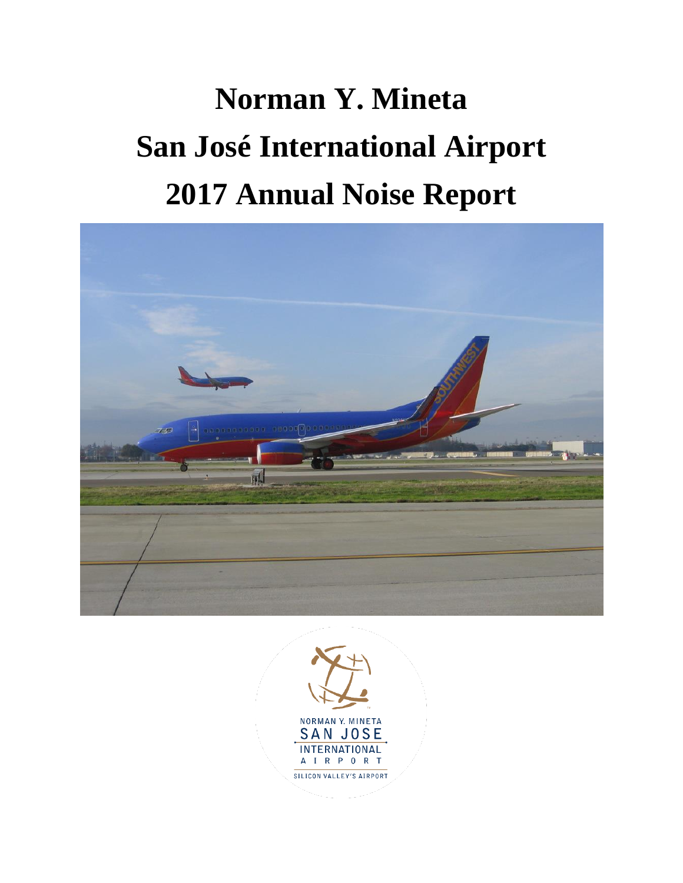# Norman Y. Mineta San José International Airport 2017 Annual Noise Report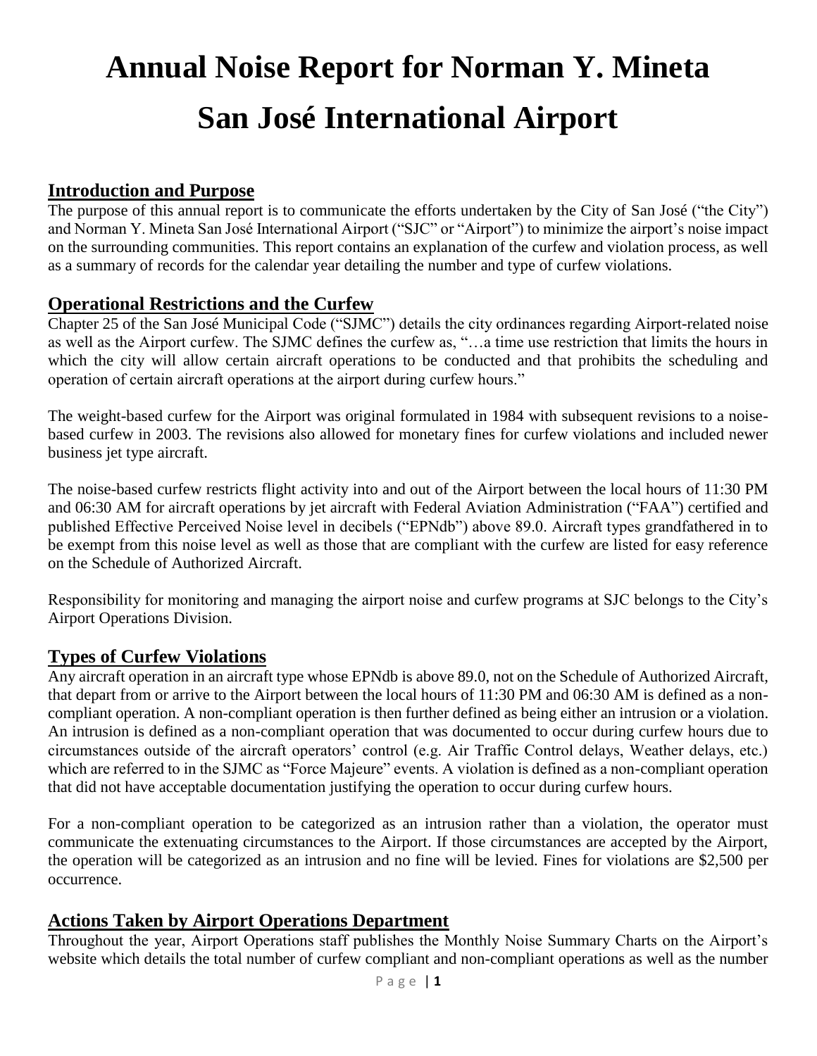# Annual Noise Report for Norman Y. Mineta San José International Airport

## Introduction and Purpose

The purpose of this annual report is to communicate the efforts undertaken by the City of San José ("the City") and Norman Y. Mineta San José International Airport ("SJC" or "Airport") to minimize the airport's noise impact on the surrounding communities. This report contains an explanation of the curfew and violation process, as well as a summary of records for the calendar year detailing the number and type of curfew violations.

## Operational Restrictions and the Curfew

Chapter 25 of the San José Municipal Code ("SJMC") details the city ordinances regarding Airport-related noise as well as the Airport curfew. The SJMC defines the curfew as, "…a time use restriction that limits the hours in which the city will allow certain aircraft operations to be conducted and that prohibits the scheduling and operation of certain aircraft operations at the airport during curfew hours."

The weight-based curfew for the Airport was original formulated in 1984 with subsequent revisions to a noise-based curfew in 2003. The revisions also allowed for monetary fines for curfew violations and included newer business jet type aircraft.

The noise-based curfew restricts flight activity into and out of the Airport between the local hours of 11:30 PM and 06:30 AM for aircraft operations by jet aircraft with Federal Aviation Administration ("FAA") certified and published Effective Perceived Noise level in decibels ("EPNdb") above 89.0. Aircraft types grandfathered in to be exempt from this noise level as well as those that are compliant with the curfew are listed for easy reference on the Schedule of Authorized Aircraft.

Responsibility for monitoring and managing the airport noise and curfew programs at SJC belongs to the City's Airport Operations Division.

## Types of Curfew Violations

Any aircraft operation in an aircraft type whose EPNdb is above 89.0, not on the Schedule of Authorized Aircraft, that depart from or arrive to the Airport between the local hours of 11:30 PM and 06:30 AM is defined as a non-compliant operation. A non-compliant operation is then further defined as being either an intrusion or a violation. An intrusion is defined as a non-compliant operation that was documented to occur during curfew hours due to circumstances outside of the aircraft operators' control (e.g. Air Traffic Control delays, Weather delays, etc.) which are referred to in the SJMC as "Force Majeure" events. A violation is defined as a non-compliant operation that did not have acceptable documentation justifying the operation to occur during curfew hours.

For a non-compliant operation to be categorized as an intrusion rather than a violation, the operator must communicate the extenuating circumstances to the Airport. If those circumstances are accepted by the Airport, the operation will be categorized as an intrusion and no fine will be levied. Fines for violations are $2,500 per occurrence.

## Actions Taken by Airport Operations Department

Throughout the year, Airport Operations staff publishes the Monthly Noise Summary Charts on the Airport's website which details the total number of curfew compliant and non-compliant operations as well as the number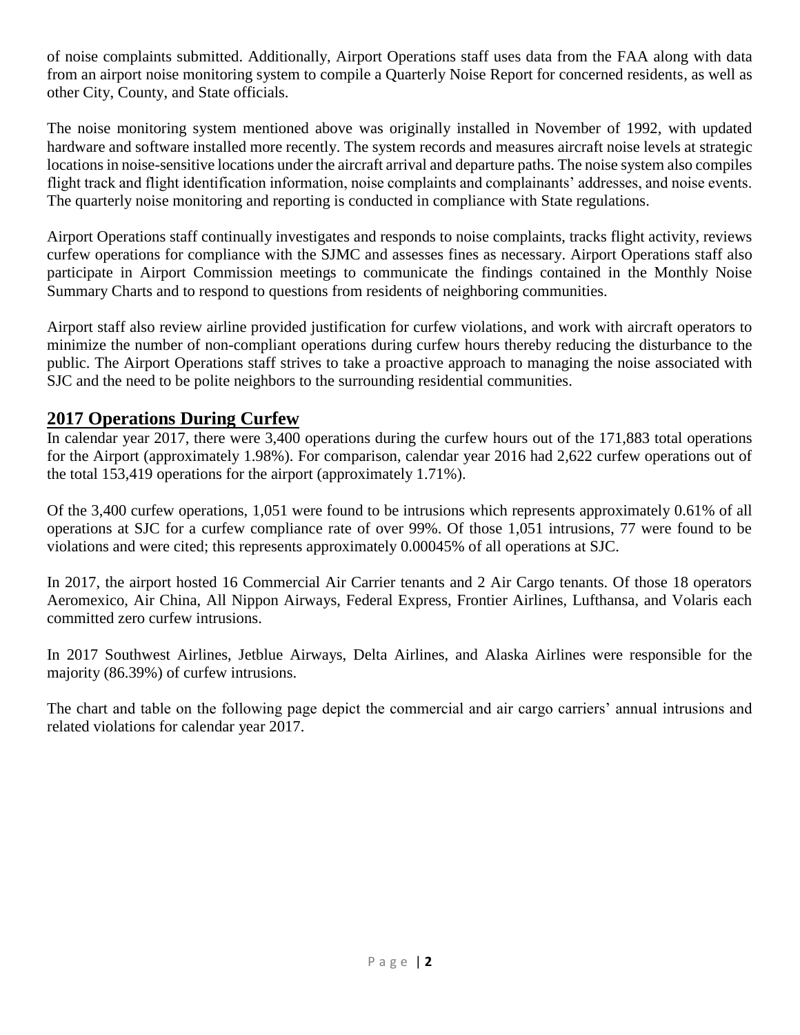of noise complaints submitted. Additionally, Airport Operations staff uses data from the FAA along with data from an airport noise monitoring system to compile a Quarterly Noise Report for concerned residents, as well as other City, County, and State officials.

The noise monitoring system mentioned above was originally installed in November of 1992, with updated hardware and software installed more recently. The system records and measures aircraft noise levels at strategic locations in noise-sensitive locations under the aircraft arrival and departure paths. The noise system also compiles flight track and flight identification information, noise complaints and complainants' addresses, and noise events. The quarterly noise monitoring and reporting is conducted in compliance with State regulations.

Airport Operations staff continually investigates and responds to noise complaints, tracks flight activity, reviews curfew operations for compliance with the SJMC and assesses fines as necessary. Airport Operations staff also participate in Airport Commission meetings to communicate the findings contained in the Monthly Noise Summary Charts and to respond to questions from residents of neighboring communities.

Airport staff also review airline provided justification for curfew violations, and work with aircraft operators to minimize the number of non-compliant operations during curfew hours thereby reducing the disturbance to the public. The Airport Operations staff strives to take a proactive approach to managing the noise associated with SJC and the need to be polite neighbors to the surrounding residential communities.

## 2017 Operations During Curfew

In calendar year 2017, there were 3,400 operations during the curfew hours out of the 171,883 total operations for the Airport (approximately 1.98%). For comparison, calendar year 2016 had 2,622 curfew operations out of the total 153,419 operations for the airport (approximately 1.71%).

Of the 3,400 curfew operations, 1,051 were found to be intrusions which represents approximately 0.61% of all operations at SJC for a curfew compliance rate of over 99%. Of those 1,051 intrusions, 77 were found to be violations and were cited; this represents approximately 0.00045% of all operations at SJC.

In 2017, the airport hosted 16 Commercial Air Carrier tenants and 2 Air Cargo tenants. Of those 18 operators Aeromexico, Air China, All Nippon Airways, Federal Express, Frontier Airlines, Lufthansa, and Volaris each committed zero curfew intrusions.

In 2017 Southwest Airlines, Jetblue Airways, Delta Airlines, and Alaska Airlines were responsible for the majority (86.39%) of curfew intrusions.

The chart and table on the following page depict the commercial and air cargo carriers' annual intrusions and related violations for calendar year 2017.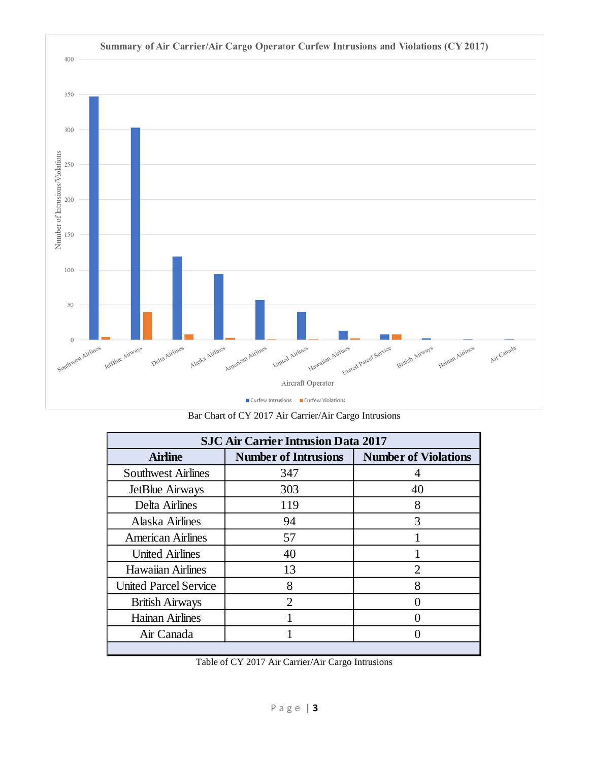Bar Chart of CY 2017 Air Carrier/Air Cargo Intrusions

| SJC Air Carrier Intrusion Data 2017 | | |
|---|---|---|
| **Airline** | **Number of Intrusions** | **Number of Violations** |
| Southwest Airlines | 347 | 4 |
| JetBlue Airways | 303 | 40 |
| Delta Airlines | 119 | 8 |
| Alaska Airlines | 94 | 3 |
| American Airlines | 57 | 1 |
| United Airlines | 40 | 1 |
| Hawaiian Airlines | 13 | 2 |
| United Parcel Service | 8 | 8 |
| British Airways | 2 | 0 |
| Hainan Airlines | 1 | 0 |
| Air Canada | 1 | 0 |

Table of CY 2017 Air Carrier/Air Cargo Intrusions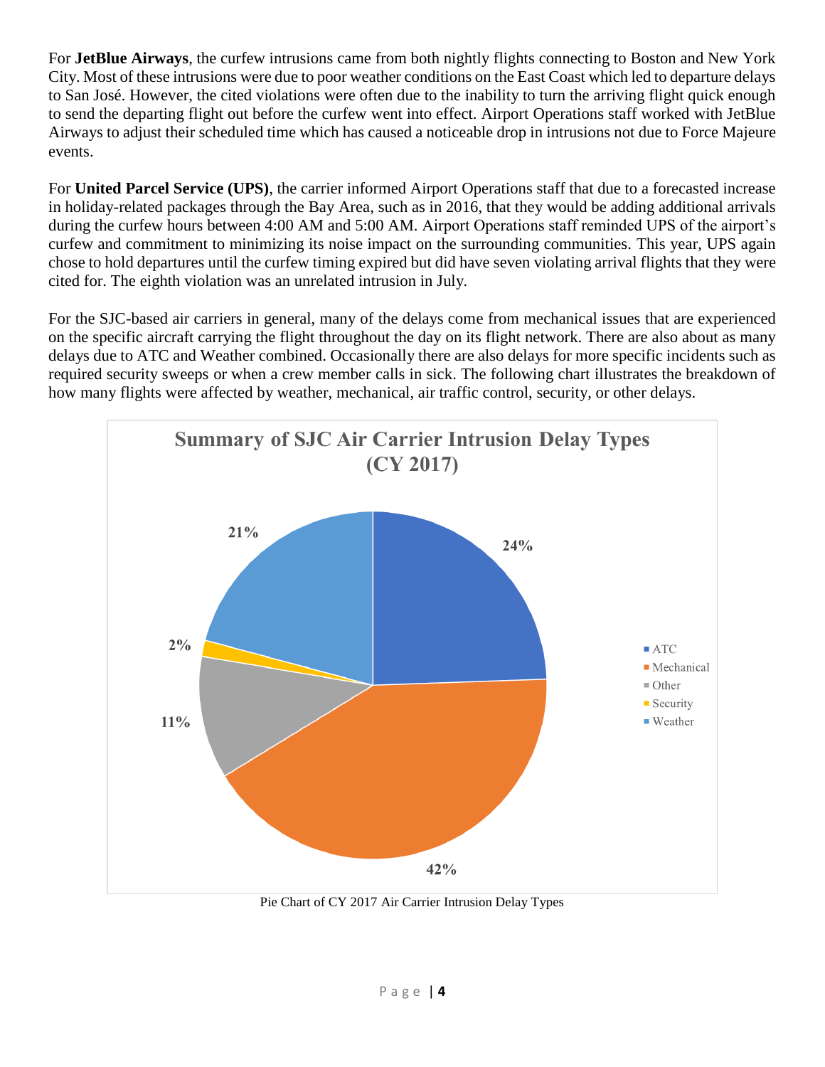For **JetBlue Airways**, the curfew intrusions came from both nightly flights connecting to Boston and New York City. Most of these intrusions were due to poor weather conditions on the East Coast which led to departure delays to San José. However, the cited violations were often due to the inability to turn the arriving flight quick enough to send the departing flight out before the curfew went into effect. Airport Operations staff worked with JetBlue Airways to adjust their scheduled time which has caused a noticeable drop in intrusions not due to Force Majeure events.

For **United Parcel Service (UPS)**, the carrier informed Airport Operations staff that due to a forecasted increase in holiday-related packages through the Bay Area, such as in 2016, that they would be adding additional arrivals during the curfew hours between 4:00 AM and 5:00 AM. Airport Operations staff reminded UPS of the airport's curfew and commitment to minimizing its noise impact on the surrounding communities. This year, UPS again chose to hold departures until the curfew timing expired but did have seven violating arrival flights that they were cited for. The eighth violation was an unrelated intrusion in July.

For the SJC-based air carriers in general, many of the delays come from mechanical issues that are experienced on the specific aircraft carrying the flight throughout the day on its flight network. There are also about as many delays due to ATC and Weather combined. Occasionally there are also delays for more specific incidents such as required security sweeps or when a crew member calls in sick. The following chart illustrates the breakdown of how many flights were affected by weather, mechanical, air traffic control, security, or other delays.

**Summary of SJC Air Carrier Intrusion Delay Types (CY 2017)**

| Delay Type | Percentage |
|---|---|
| ATC | 24% |
| Mechanical | 42% |
| Other | 11% |
| Security | 2% |
| Weather | 21% |

Pie Chart of CY 2017 Air Carrier Intrusion Delay Types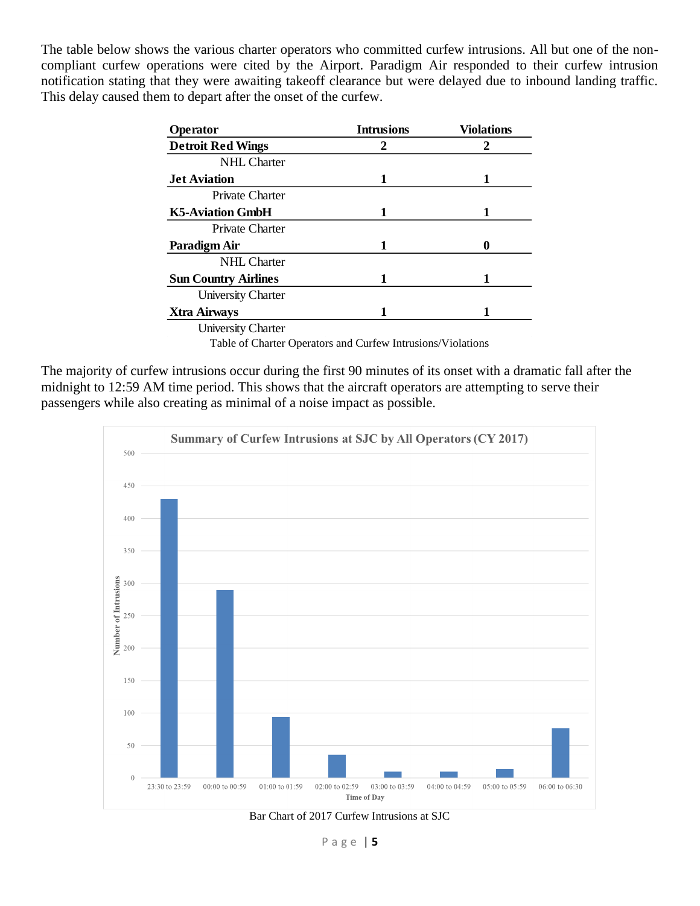The table below shows the various charter operators who committed curfew intrusions. All but one of the non-compliant curfew operations were cited by the Airport. Paradigm Air responded to their curfew intrusion notification stating that they were awaiting takeoff clearance but were delayed due to inbound landing traffic. This delay caused them to depart after the onset of the curfew.

| Operator | Intrusions | Violations |
|---|---|---|
| **Detroit Red Wings** | **2** | **2** |
| NHL Charter | | |
| **Jet Aviation** | **1** | **1** |
| Private Charter | | |
| **K5-Aviation GmbH** | **1** | **1** |
| Private Charter | | |
| **Paradigm Air** | **1** | **0** |
| NHL Charter | | |
| **Sun Country Airlines** | **1** | **1** |
| University Charter | | |
| **Xtra Airways** | **1** | **1** |
| University Charter | | |

Table of Charter Operators and Curfew Intrusions/Violations

The majority of curfew intrusions occur during the first 90 minutes of its onset with a dramatic fall after the midnight to 12:59 AM time period. This shows that the aircraft operators are attempting to serve their passengers while also creating as minimal of a noise impact as possible.

**Summary of Curfew Intrusions at SJC by All Operators (CY 2017)**

Bar Chart of 2017 Curfew Intrusions at SJC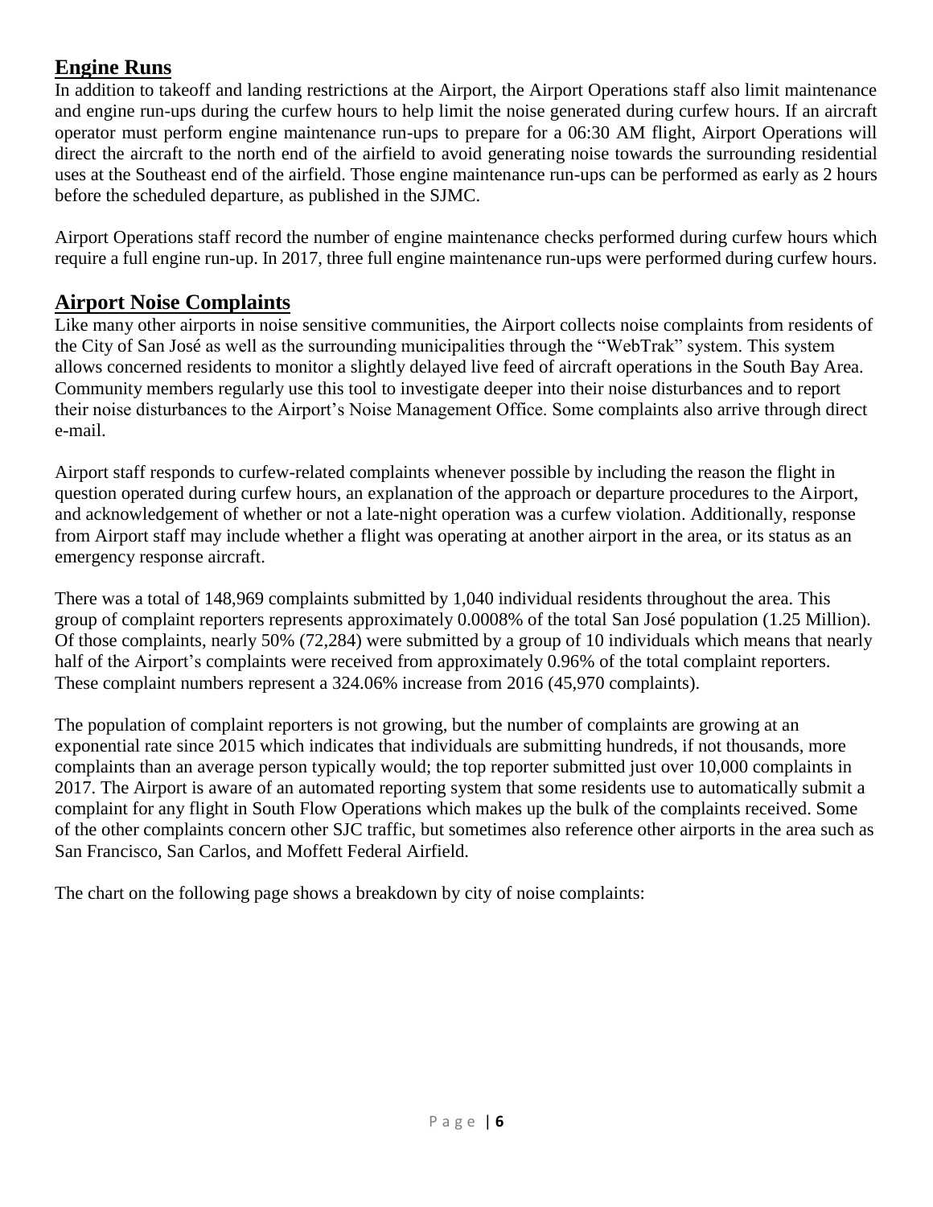## Engine Runs

In addition to takeoff and landing restrictions at the Airport, the Airport Operations staff also limit maintenance and engine run-ups during the curfew hours to help limit the noise generated during curfew hours. If an aircraft operator must perform engine maintenance run-ups to prepare for a 06:30 AM flight, Airport Operations will direct the aircraft to the north end of the airfield to avoid generating noise towards the surrounding residential uses at the Southeast end of the airfield. Those engine maintenance run-ups can be performed as early as 2 hours before the scheduled departure, as published in the SJMC.

Airport Operations staff record the number of engine maintenance checks performed during curfew hours which require a full engine run-up. In 2017, three full engine maintenance run-ups were performed during curfew hours.

## Airport Noise Complaints

Like many other airports in noise sensitive communities, the Airport collects noise complaints from residents of the City of San José as well as the surrounding municipalities through the "WebTrak" system. This system allows concerned residents to monitor a slightly delayed live feed of aircraft operations in the South Bay Area. Community members regularly use this tool to investigate deeper into their noise disturbances and to report their noise disturbances to the Airport's Noise Management Office. Some complaints also arrive through direct e-mail.

Airport staff responds to curfew-related complaints whenever possible by including the reason the flight in question operated during curfew hours, an explanation of the approach or departure procedures to the Airport, and acknowledgement of whether or not a late-night operation was a curfew violation. Additionally, response from Airport staff may include whether a flight was operating at another airport in the area, or its status as an emergency response aircraft.

There was a total of 148,969 complaints submitted by 1,040 individual residents throughout the area. This group of complaint reporters represents approximately 0.0008% of the total San José population (1.25 Million). Of those complaints, nearly 50% (72,284) were submitted by a group of 10 individuals which means that nearly half of the Airport's complaints were received from approximately 0.96% of the total complaint reporters. These complaint numbers represent a 324.06% increase from 2016 (45,970 complaints).

The population of complaint reporters is not growing, but the number of complaints are growing at an exponential rate since 2015 which indicates that individuals are submitting hundreds, if not thousands, more complaints than an average person typically would; the top reporter submitted just over 10,000 complaints in 2017. The Airport is aware of an automated reporting system that some residents use to automatically submit a complaint for any flight in South Flow Operations which makes up the bulk of the complaints received. Some of the other complaints concern other SJC traffic, but sometimes also reference other airports in the area such as San Francisco, San Carlos, and Moffett Federal Airfield.

The chart on the following page shows a breakdown by city of noise complaints: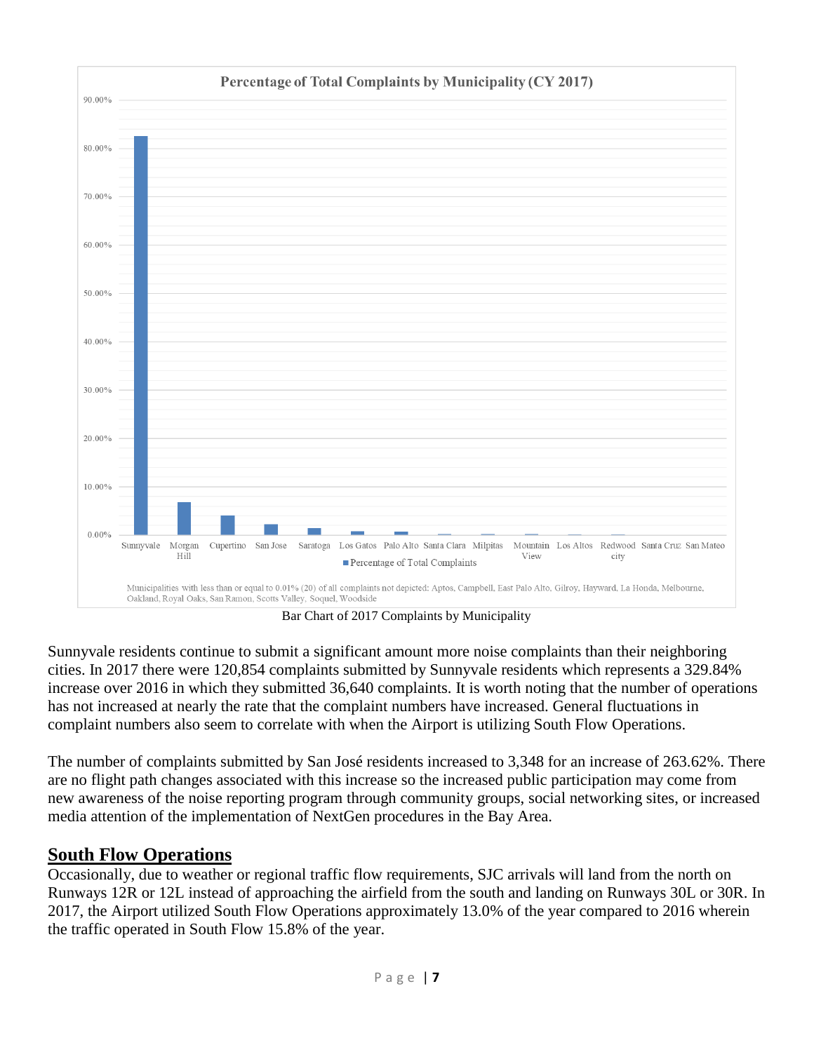Bar Chart of 2017 Complaints by Municipality

Sunnyvale residents continue to submit a significant amount more noise complaints than their neighboring cities. In 2017 there were 120,854 complaints submitted by Sunnyvale residents which represents a 329.84% increase over 2016 in which they submitted 36,640 complaints. It is worth noting that the number of operations has not increased at nearly the rate that the complaint numbers have increased. General fluctuations in complaint numbers also seem to correlate with when the Airport is utilizing South Flow Operations.

The number of complaints submitted by San José residents increased to 3,348 for an increase of 263.62%. There are no flight path changes associated with this increase so the increased public participation may come from new awareness of the noise reporting program through community groups, social networking sites, or increased media attention of the implementation of NextGen procedures in the Bay Area.

## South Flow Operations

Occasionally, due to weather or regional traffic flow requirements, SJC arrivals will land from the north on Runways 12R or 12L instead of approaching the airfield from the south and landing on Runways 30L or 30R. In 2017, the Airport utilized South Flow Operations approximately 13.0% of the year compared to 2016 wherein the traffic operated in South Flow 15.8% of the year.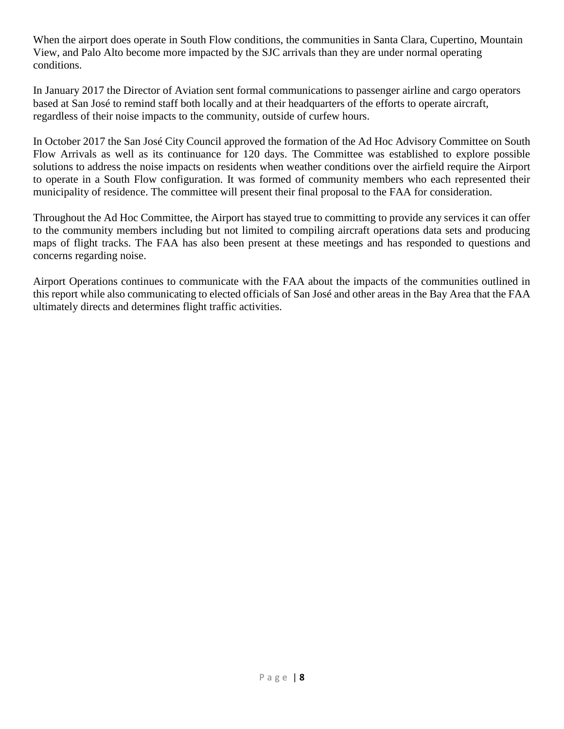When the airport does operate in South Flow conditions, the communities in Santa Clara, Cupertino, Mountain View, and Palo Alto become more impacted by the SJC arrivals than they are under normal operating conditions.

In January 2017 the Director of Aviation sent formal communications to passenger airline and cargo operators based at San José to remind staff both locally and at their headquarters of the efforts to operate aircraft, regardless of their noise impacts to the community, outside of curfew hours.

In October 2017 the San José City Council approved the formation of the Ad Hoc Advisory Committee on South Flow Arrivals as well as its continuance for 120 days. The Committee was established to explore possible solutions to address the noise impacts on residents when weather conditions over the airfield require the Airport to operate in a South Flow configuration. It was formed of community members who each represented their municipality of residence. The committee will present their final proposal to the FAA for consideration.

Throughout the Ad Hoc Committee, the Airport has stayed true to committing to provide any services it can offer to the community members including but not limited to compiling aircraft operations data sets and producing maps of flight tracks. The FAA has also been present at these meetings and has responded to questions and concerns regarding noise.

Airport Operations continues to communicate with the FAA about the impacts of the communities outlined in this report while also communicating to elected officials of San José and other areas in the Bay Area that the FAA ultimately directs and determines flight traffic activities.